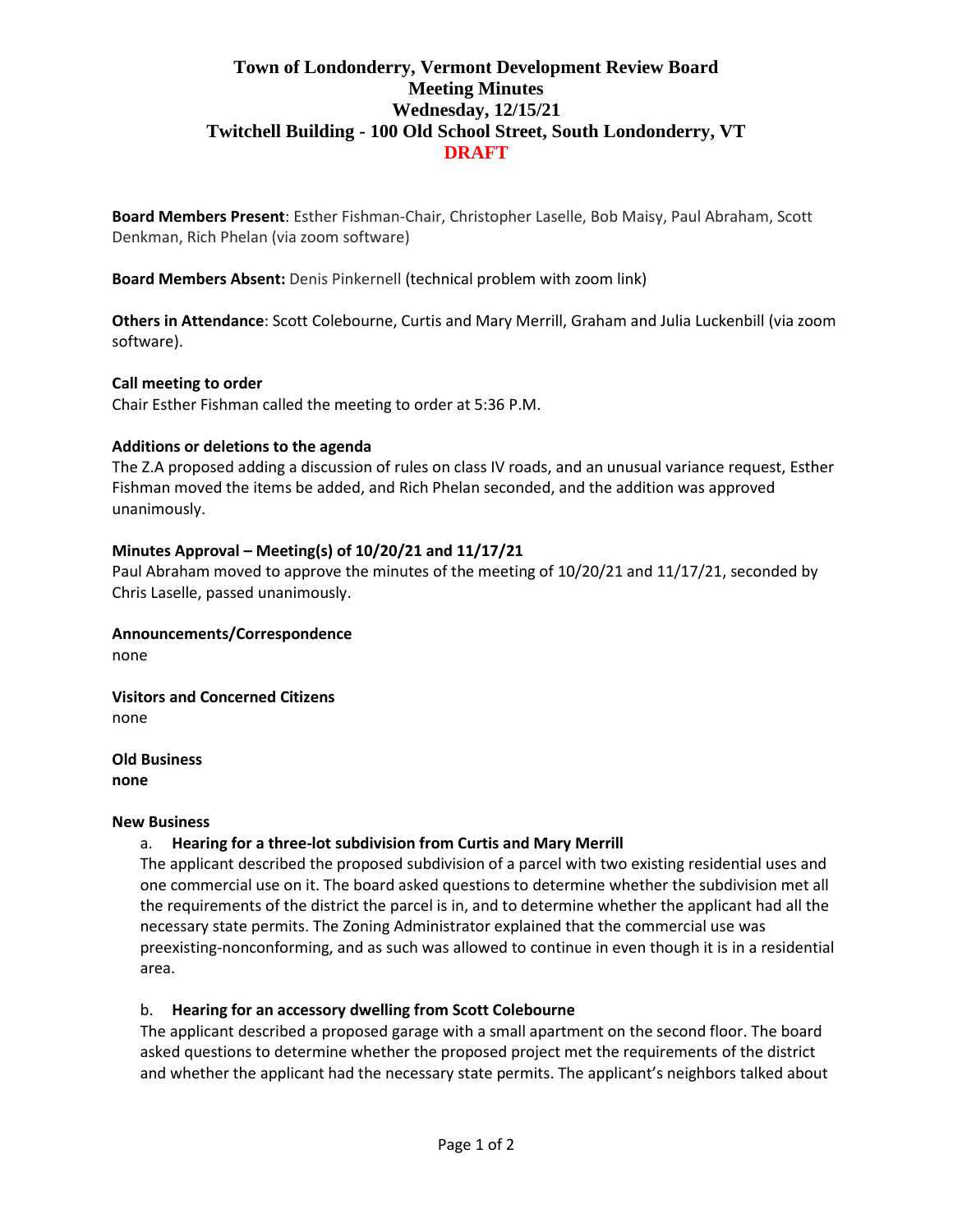# Town of Londonderry, Vermont Development Review Board Meeting Minutes Wednesday, 12/15/21 Twitchell Building - 100 Old School Street, South Londonderry, VT

**DRAFT**

**Board Members Present**: Esther Fishman-Chair, Christopher Laselle, Bob Maisy, Paul Abraham, Scott Denkman, Rich Phelan (via zoom software)

**Board Members Absent:** Denis Pinkernell (technical problem with zoom link)

**Others in Attendance**: Scott Colebourne, Curtis and Mary Merrill, Graham and Julia Luckenbill (via zoom software).

**Call meeting to order**

Chair Esther Fishman called the meeting to order at 5:36 P.M.

**Additions or deletions to the agenda**

The Z.A proposed adding a discussion of rules on class IV roads, and an unusual variance request, Esther Fishman moved the items be added, and Rich Phelan seconded, and the addition was approved unanimously.

**Minutes Approval – Meeting(s) of 10/20/21 and 11/17/21**

Paul Abraham moved to approve the minutes of the meeting of 10/20/21 and 11/17/21, seconded by Chris Laselle, passed unanimously.

**Announcements/Correspondence**

none

**Visitors and Concerned Citizens**

none

**Old Business**

**none**

**New Business**

a. **Hearing for a three-lot subdivision from Curtis and Mary Merrill**

The applicant described the proposed subdivision of a parcel with two existing residential uses and one commercial use on it. The board asked questions to determine whether the subdivision met all the requirements of the district the parcel is in, and to determine whether the applicant had all the necessary state permits. The Zoning Administrator explained that the commercial use was preexisting-nonconforming, and as such was allowed to continue in even though it is in a residential area.

b. **Hearing for an accessory dwelling from Scott Colebourne**

The applicant described a proposed garage with a small apartment on the second floor. The board asked questions to determine whether the proposed project met the requirements of the district and whether the applicant had the necessary state permits. The applicant's neighbors talked about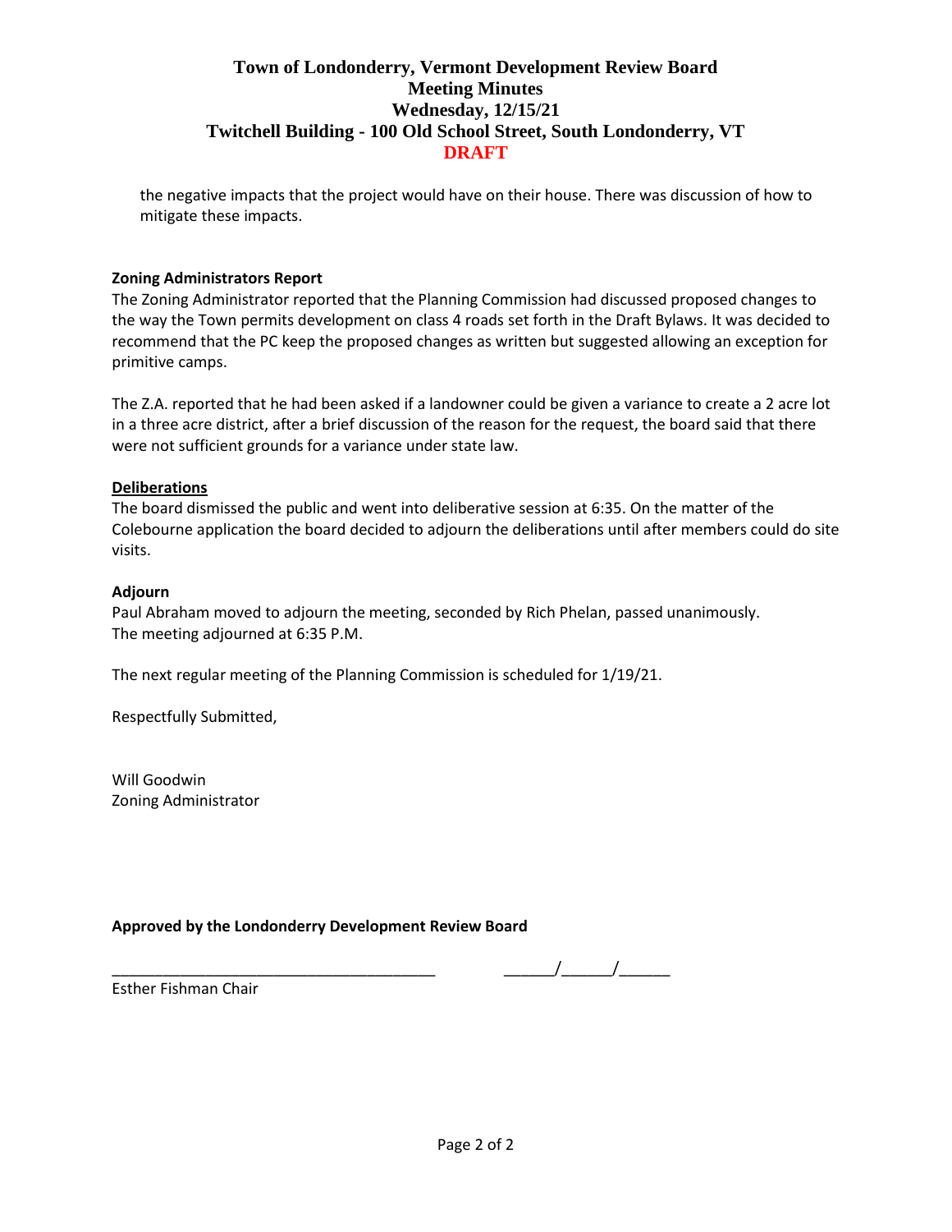the negative impacts that the project would have on their house. There was discussion of how to mitigate these impacts.

**Zoning Administrators Report**

The Zoning Administrator reported that the Planning Commission had discussed proposed changes to the way the Town permits development on class 4 roads set forth in the Draft Bylaws. It was decided to recommend that the PC keep the proposed changes as written but suggested allowing an exception for primitive camps.

The Z.A. reported that he had been asked if a landowner could be given a variance to create a 2 acre lot in a three acre district, after a brief discussion of the reason for the request, the board said that there were not sufficient grounds for a variance under state law.

**Deliberations**

The board dismissed the public and went into deliberative session at 6:35. On the matter of the Colebourne application the board decided to adjourn the deliberations until after members could do site visits.

**Adjourn**

Paul Abraham moved to adjourn the meeting, seconded by Rich Phelan, passed unanimously.
The meeting adjourned at 6:35 P.M.

The next regular meeting of the Planning Commission is scheduled for 1/19/21.

Respectfully Submitted,

Will Goodwin
Zoning Administrator

**Approved by the Londonderry Development Review Board**

_____________________________________ ______/______/______

Esther Fishman Chair